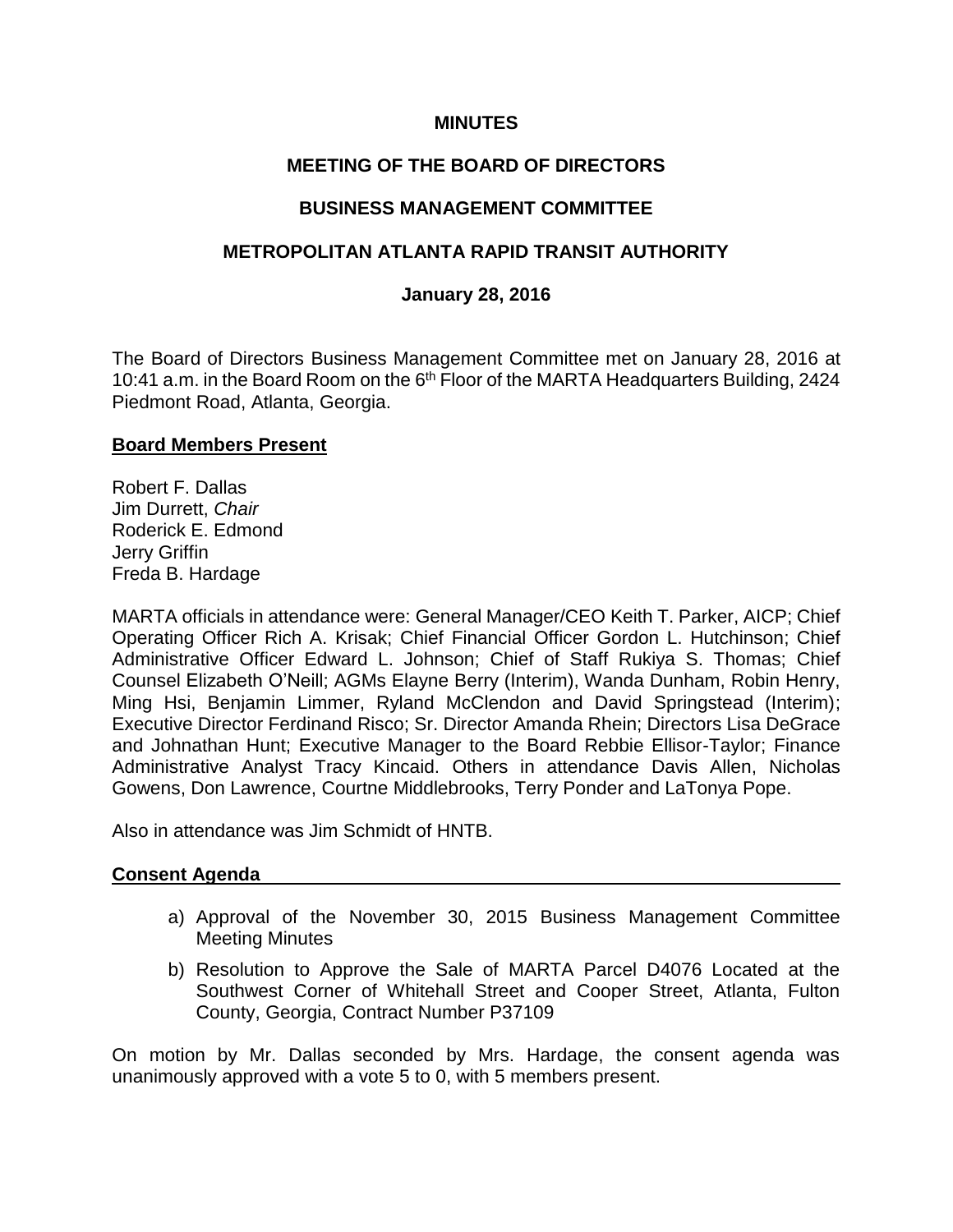# MINUTES

## MEETING OF THE BOARD OF DIRECTORS

## BUSINESS MANAGEMENT COMMITTEE

## METROPOLITAN ATLANTA RAPID TRANSIT AUTHORITY

### January 28, 2016

The Board of Directors Business Management Committee met on January 28, 2016 at 10:41 a.m. in the Board Room on the 6th Floor of the MARTA Headquarters Building, 2424 Piedmont Road, Atlanta, Georgia.

**Board Members Present**

Robert F. Dallas
Jim Durrett, *Chair*
Roderick E. Edmond
Jerry Griffin
Freda B. Hardage

MARTA officials in attendance were: General Manager/CEO Keith T. Parker, AICP; Chief Operating Officer Rich A. Krisak; Chief Financial Officer Gordon L. Hutchinson; Chief Administrative Officer Edward L. Johnson; Chief of Staff Rukiya S. Thomas; Chief Counsel Elizabeth O'Neill; AGMs Elayne Berry (Interim), Wanda Dunham, Robin Henry, Ming Hsi, Benjamin Limmer, Ryland McClendon and David Springstead (Interim); Executive Director Ferdinand Risco; Sr. Director Amanda Rhein; Directors Lisa DeGrace and Johnathan Hunt; Executive Manager to the Board Rebbie Ellisor-Taylor; Finance Administrative Analyst Tracy Kincaid. Others in attendance Davis Allen, Nicholas Gowens, Don Lawrence, Courtne Middlebrooks, Terry Ponder and LaTonya Pope.

Also in attendance was Jim Schmidt of HNTB.

**Consent Agenda**

a) Approval of the November 30, 2015 Business Management Committee Meeting Minutes
b) Resolution to Approve the Sale of MARTA Parcel D4076 Located at the Southwest Corner of Whitehall Street and Cooper Street, Atlanta, Fulton County, Georgia, Contract Number P37109

On motion by Mr. Dallas seconded by Mrs. Hardage, the consent agenda was unanimously approved with a vote 5 to 0, with 5 members present.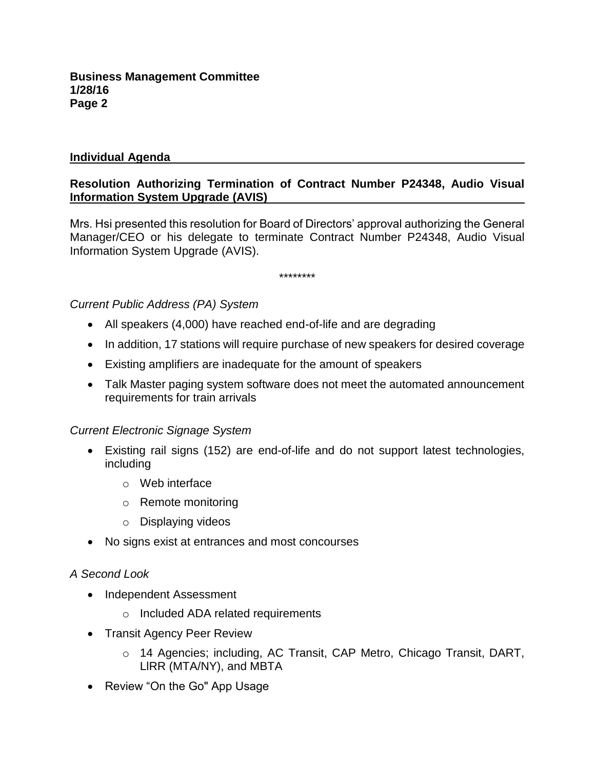**Individual Agenda**

**Resolution Authorizing Termination of Contract Number P24348, Audio Visual Information System Upgrade (AVIS)**

Mrs. Hsi presented this resolution for Board of Directors' approval authorizing the General Manager/CEO or his delegate to terminate Contract Number P24348, Audio Visual Information System Upgrade (AVIS).

********

*Current Public Address (PA) System*

- All speakers (4,000) have reached end-of-life and are degrading
- In addition, 17 stations will require purchase of new speakers for desired coverage
- Existing amplifiers are inadequate for the amount of speakers
- Talk Master paging system software does not meet the automated announcement requirements for train arrivals

*Current Electronic Signage System*

- Existing rail signs (152) are end-of-life and do not support latest technologies, including
    - Web interface
    - Remote monitoring
    - Displaying videos
- No signs exist at entrances and most concourses

*A Second Look*

- Independent Assessment
    - Included ADA related requirements
- Transit Agency Peer Review
    - 14 Agencies; including, AC Transit, CAP Metro, Chicago Transit, DART, LIRR (MTA/NY), and MBTA
- Review "On the Go" App Usage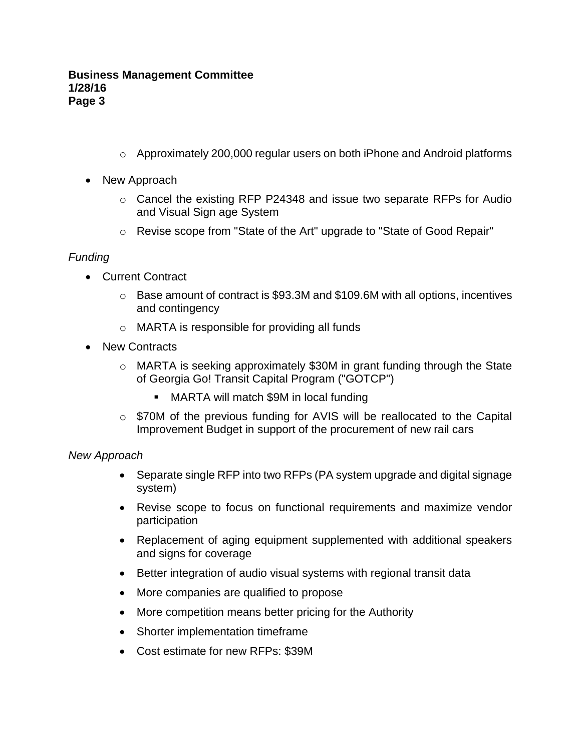- Approximately 200,000 regular users on both iPhone and Android platforms

- New Approach
  - Cancel the existing RFP P24348 and issue two separate RFPs for Audio and Visual Sign age System
  - Revise scope from "State of the Art" upgrade to "State of Good Repair"

*Funding*

- Current Contract
  - Base amount of contract is $93.3M and $109.6M with all options, incentives and contingency
  - MARTA is responsible for providing all funds
- New Contracts
  - MARTA is seeking approximately $30M in grant funding through the State of Georgia Go! Transit Capital Program ("GOTCP")
    - MARTA will match $9M in local funding
  - $70M of the previous funding for AVIS will be reallocated to the Capital Improvement Budget in support of the procurement of new rail cars

*New Approach*

- Separate single RFP into two RFPs (PA system upgrade and digital signage system)
- Revise scope to focus on functional requirements and maximize vendor participation
- Replacement of aging equipment supplemented with additional speakers and signs for coverage
- Better integration of audio visual systems with regional transit data
- More companies are qualified to propose
- More competition means better pricing for the Authority
- Shorter implementation timeframe
- Cost estimate for new RFPs: $39M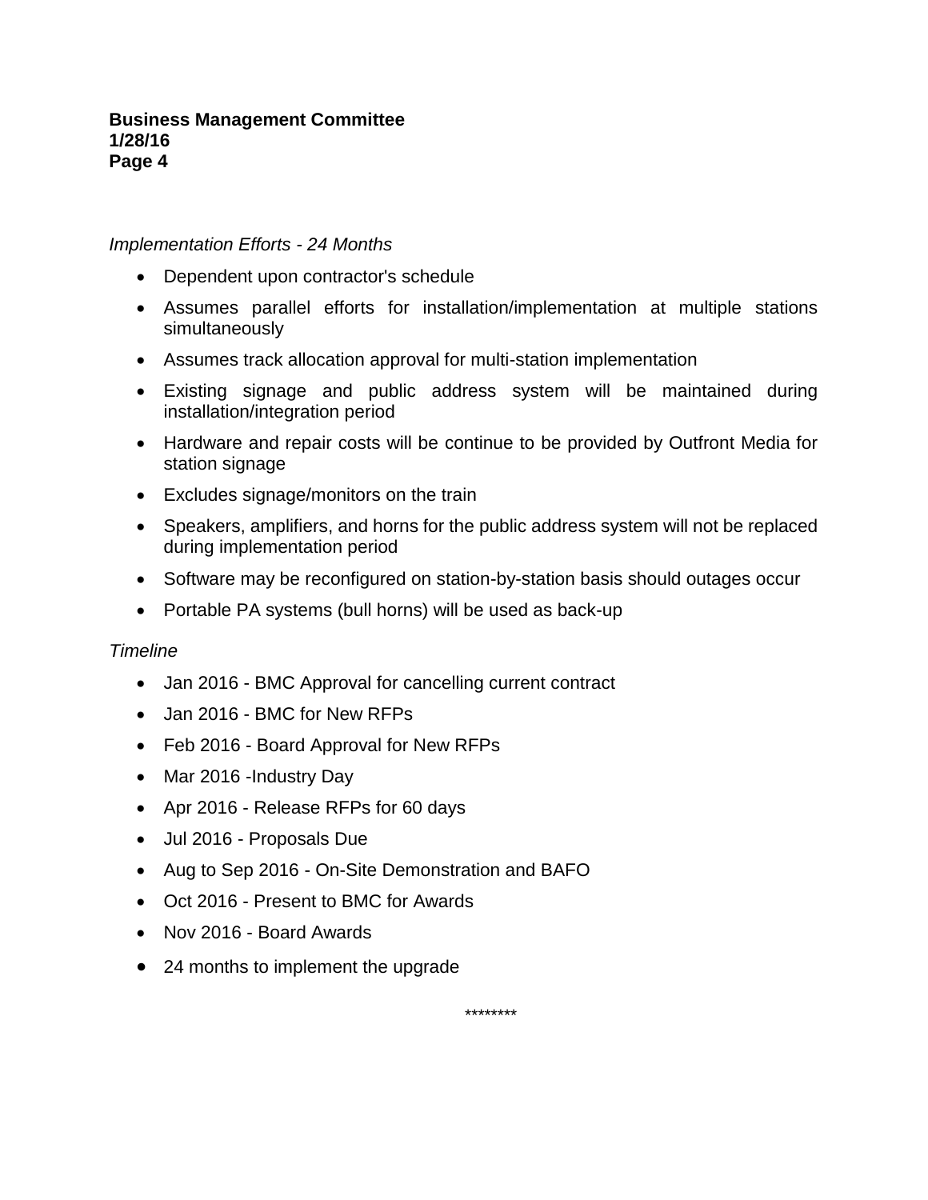*Implementation Efforts - 24 Months*

- Dependent upon contractor's schedule
- Assumes parallel efforts for installation/implementation at multiple stations simultaneously
- Assumes track allocation approval for multi-station implementation
- Existing signage and public address system will be maintained during installation/integration period
- Hardware and repair costs will be continue to be provided by Outfront Media for station signage
- Excludes signage/monitors on the train
- Speakers, amplifiers, and horns for the public address system will not be replaced during implementation period
- Software may be reconfigured on station-by-station basis should outages occur
- Portable PA systems (bull horns) will be used as back-up

*Timeline*

- Jan 2016 - BMC Approval for cancelling current contract
- Jan 2016 - BMC for New RFPs
- Feb 2016 - Board Approval for New RFPs
- Mar 2016 -Industry Day
- Apr 2016 - Release RFPs for 60 days
- Jul 2016 - Proposals Due
- Aug to Sep 2016 - On-Site Demonstration and BAFO
- Oct 2016 - Present to BMC for Awards
- Nov 2016 - Board Awards
- 24 months to implement the upgrade

********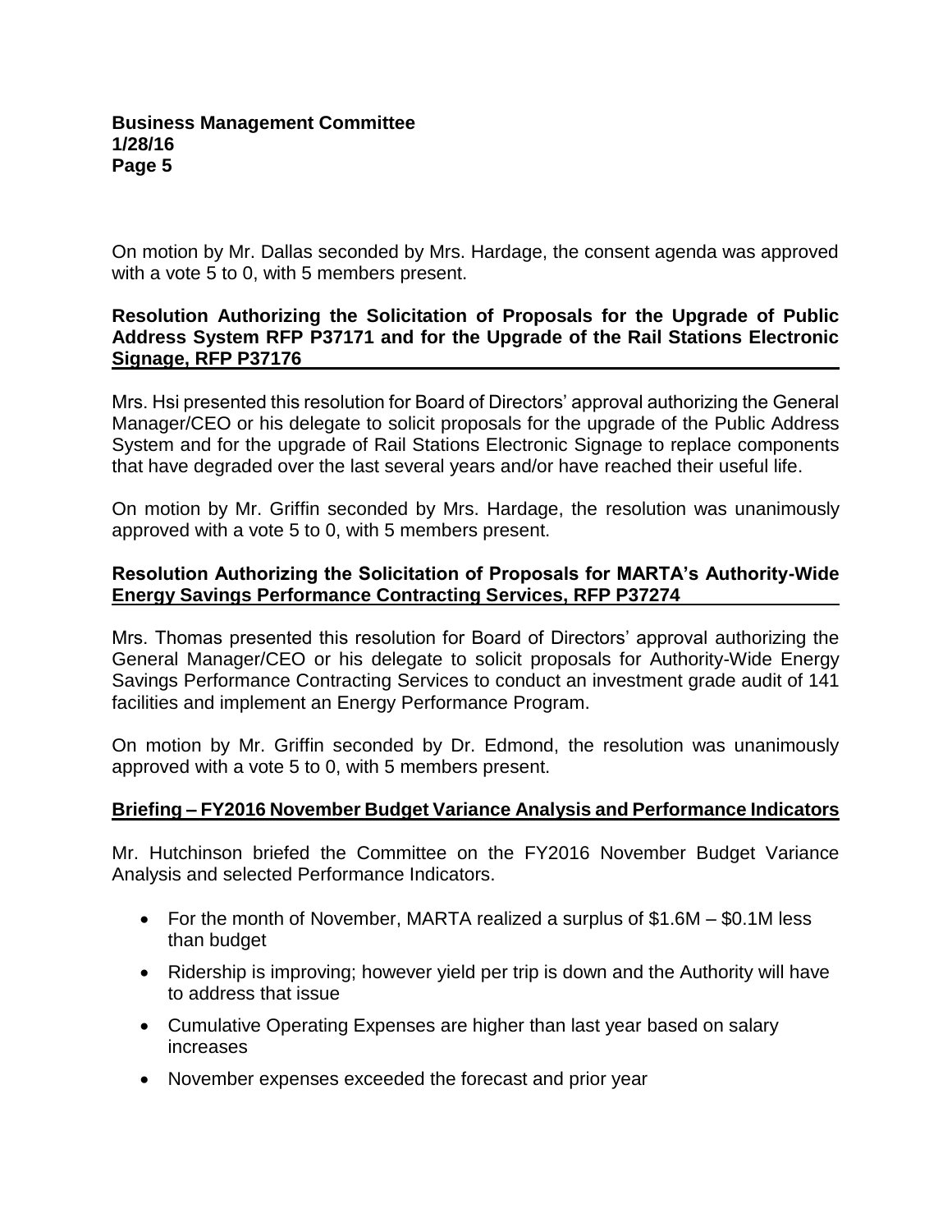On motion by Mr. Dallas seconded by Mrs. Hardage, the consent agenda was approved with a vote 5 to 0, with 5 members present.

**Resolution Authorizing the Solicitation of Proposals for the Upgrade of Public Address System RFP P37171 and for the Upgrade of the Rail Stations Electronic Signage, RFP P37176**

Mrs. Hsi presented this resolution for Board of Directors' approval authorizing the General Manager/CEO or his delegate to solicit proposals for the upgrade of the Public Address System and for the upgrade of Rail Stations Electronic Signage to replace components that have degraded over the last several years and/or have reached their useful life.

On motion by Mr. Griffin seconded by Mrs. Hardage, the resolution was unanimously approved with a vote 5 to 0, with 5 members present.

**Resolution Authorizing the Solicitation of Proposals for MARTA's Authority-Wide Energy Savings Performance Contracting Services, RFP P37274**

Mrs. Thomas presented this resolution for Board of Directors' approval authorizing the General Manager/CEO or his delegate to solicit proposals for Authority-Wide Energy Savings Performance Contracting Services to conduct an investment grade audit of 141 facilities and implement an Energy Performance Program.

On motion by Mr. Griffin seconded by Dr. Edmond, the resolution was unanimously approved with a vote 5 to 0, with 5 members present.

**Briefing – FY2016 November Budget Variance Analysis and Performance Indicators**

Mr. Hutchinson briefed the Committee on the FY2016 November Budget Variance Analysis and selected Performance Indicators.

- For the month of November, MARTA realized a surplus of $1.6M – $0.1M less than budget
- Ridership is improving; however yield per trip is down and the Authority will have to address that issue
- Cumulative Operating Expenses are higher than last year based on salary increases
- November expenses exceeded the forecast and prior year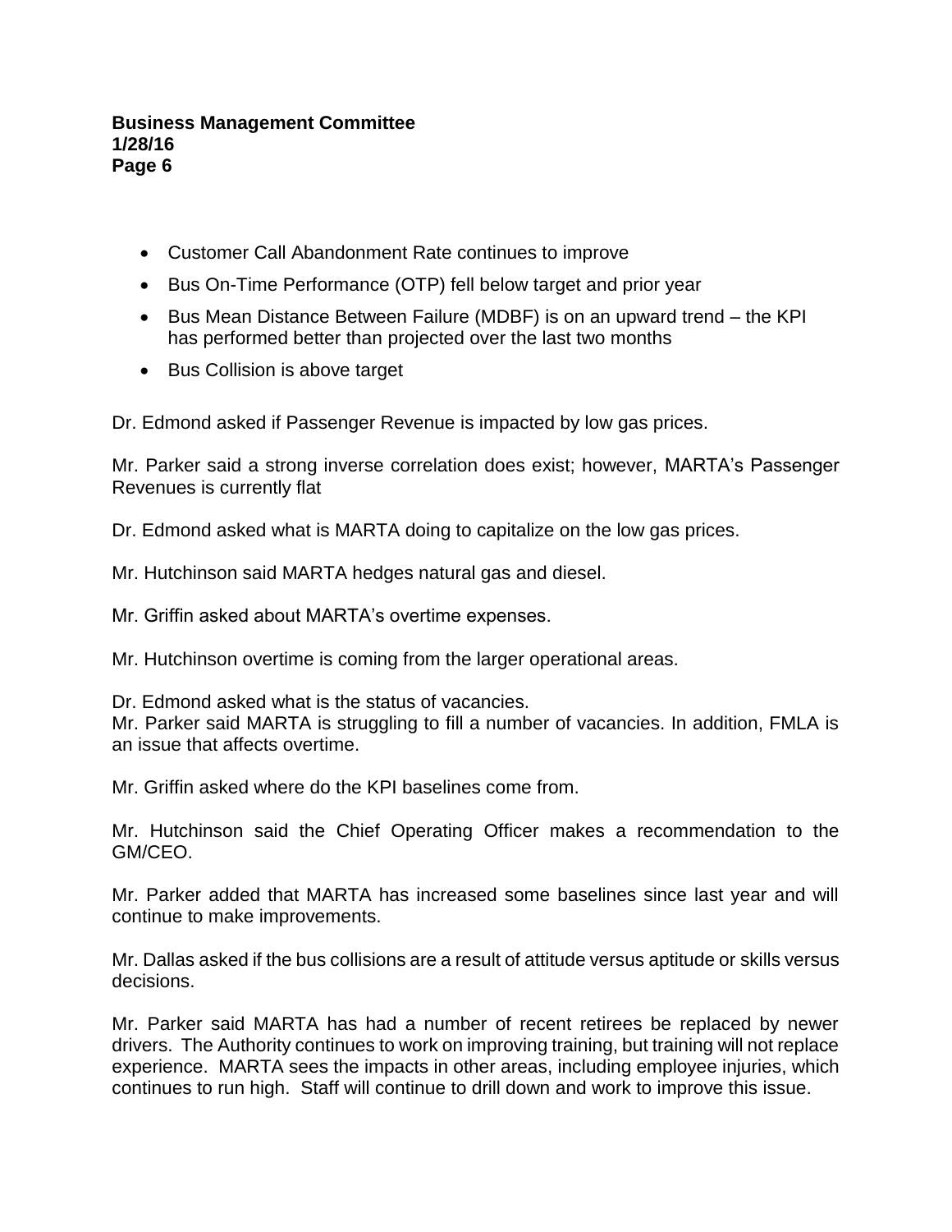- Customer Call Abandonment Rate continues to improve
- Bus On-Time Performance (OTP) fell below target and prior year
- Bus Mean Distance Between Failure (MDBF) is on an upward trend – the KPI has performed better than projected over the last two months
- Bus Collision is above target

Dr. Edmond asked if Passenger Revenue is impacted by low gas prices.

Mr. Parker said a strong inverse correlation does exist; however, MARTA's Passenger Revenues is currently flat

Dr. Edmond asked what is MARTA doing to capitalize on the low gas prices.

Mr. Hutchinson said MARTA hedges natural gas and diesel.

Mr. Griffin asked about MARTA's overtime expenses.

Mr. Hutchinson overtime is coming from the larger operational areas.

Dr. Edmond asked what is the status of vacancies.
Mr. Parker said MARTA is struggling to fill a number of vacancies. In addition, FMLA is an issue that affects overtime.

Mr. Griffin asked where do the KPI baselines come from.

Mr. Hutchinson said the Chief Operating Officer makes a recommendation to the GM/CEO.

Mr. Parker added that MARTA has increased some baselines since last year and will continue to make improvements.

Mr. Dallas asked if the bus collisions are a result of attitude versus aptitude or skills versus decisions.

Mr. Parker said MARTA has had a number of recent retirees be replaced by newer drivers. The Authority continues to work on improving training, but training will not replace experience. MARTA sees the impacts in other areas, including employee injuries, which continues to run high. Staff will continue to drill down and work to improve this issue.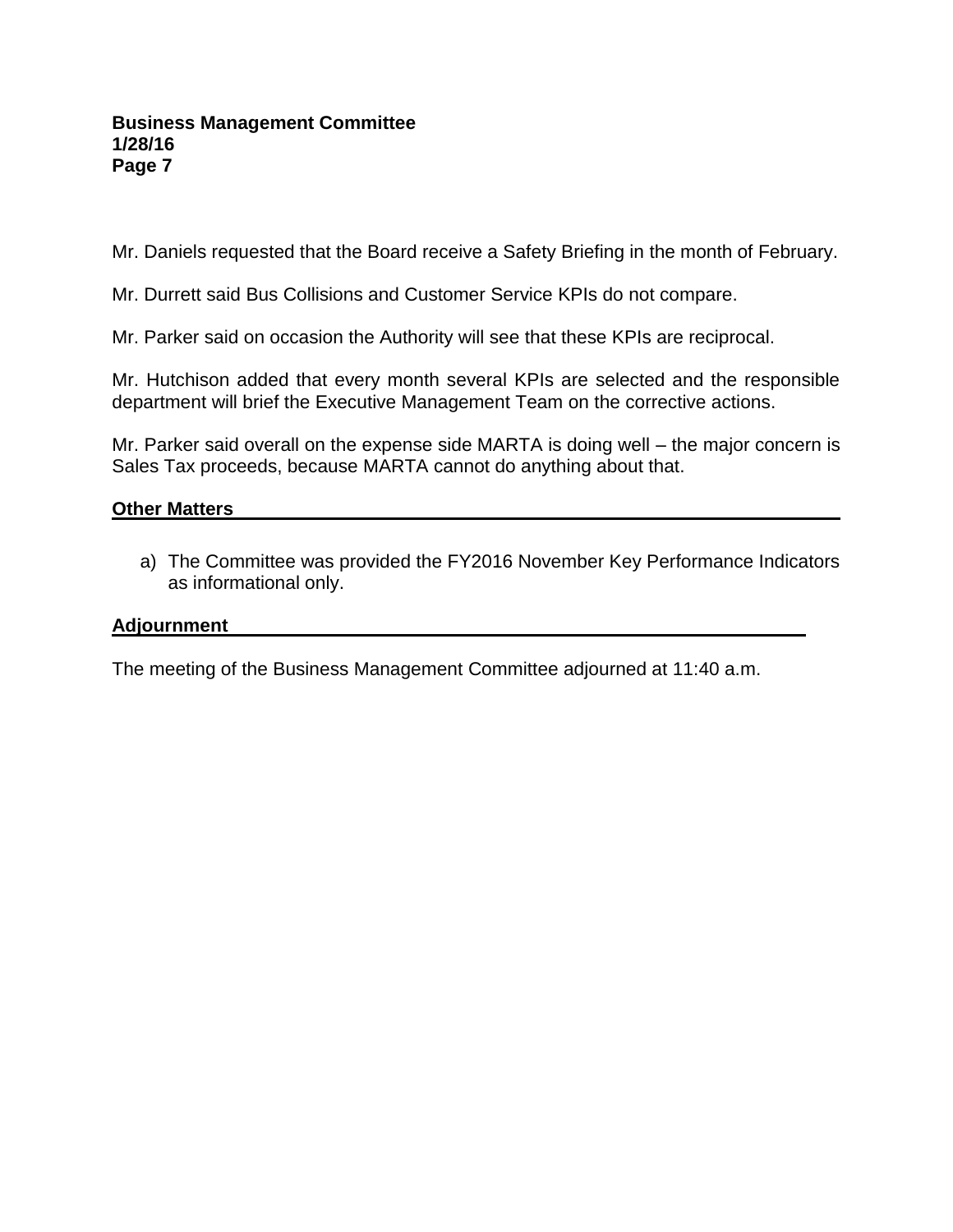Mr. Daniels requested that the Board receive a Safety Briefing in the month of February.

Mr. Durrett said Bus Collisions and Customer Service KPIs do not compare.

Mr. Parker said on occasion the Authority will see that these KPIs are reciprocal.

Mr. Hutchison added that every month several KPIs are selected and the responsible department will brief the Executive Management Team on the corrective actions.

Mr. Parker said overall on the expense side MARTA is doing well – the major concern is Sales Tax proceeds, because MARTA cannot do anything about that.

## Other Matters

a) The Committee was provided the FY2016 November Key Performance Indicators as informational only.

## Adjournment

The meeting of the Business Management Committee adjourned at 11:40 a.m.